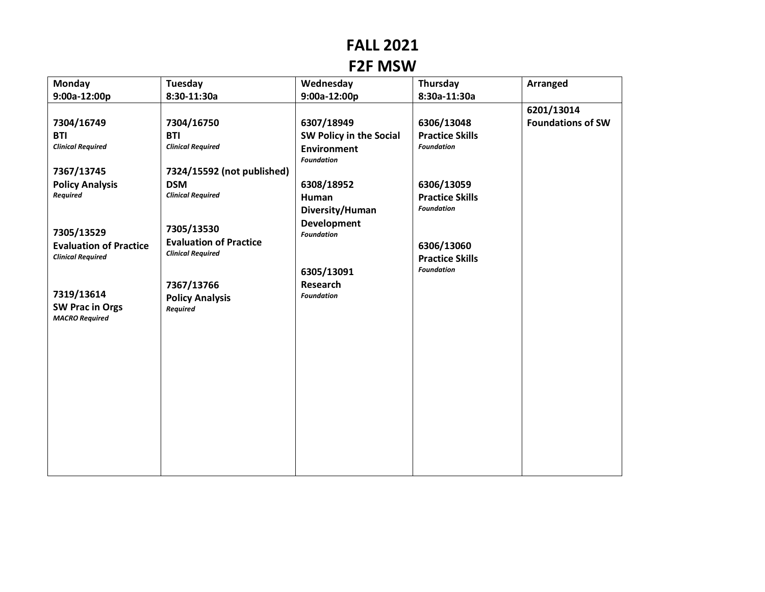# FALL 2021

# F2F MSW

| Monday<br>9:00a-12:00p | Tuesday<br>8:30-11:30a | Wednesday<br>9:00a-12:00p | Thursday<br>8:30a-11:30a | Arranged |
|---|---|---|---|---|
| **7304/16749**<br>**BTI**<br>***Clinical Required***<br><br>**7367/13745**<br>**Policy Analysis**<br>***Required***<br><br>**7305/13529**<br>**Evaluation of Practice**<br>***Clinical Required***<br><br>**7319/13614**<br>**SW Prac in Orgs**<br>***MACRO Required*** | **7304/16750**<br>**BTI**<br>***Clinical Required***<br><br>**7324/15592 (not published)**<br>**DSM**<br>***Clinical Required***<br><br>**7305/13530**<br>**Evaluation of Practice**<br>***Clinical Required***<br><br>**7367/13766**<br>**Policy Analysis**<br>***Required*** | **6307/18949**<br>**SW Policy in the Social Environment**<br>***Foundation***<br><br>**6308/18952**<br>**Human Diversity/Human Development**<br>***Foundation***<br><br>**6305/13091**<br>**Research**<br>***Foundation*** | **6306/13048**<br>**Practice Skills**<br>***Foundation***<br><br>**6306/13059**<br>**Practice Skills**<br>***Foundation***<br><br>**6306/13060**<br>**Practice Skills**<br>***Foundation*** | **6201/13014**<br>**Foundations of SW** |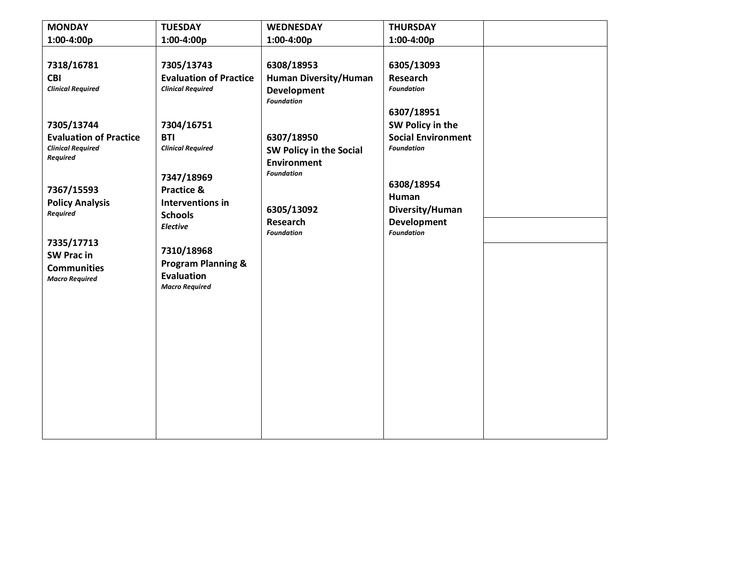| MONDAY 1:00-4:00p | TUESDAY 1:00-4:00p | WEDNESDAY 1:00-4:00p | THURSDAY 1:00-4:00p | |
|---|---|---|---|---|
| **7318/16781**<br>**CBI**<br>***Clinical Required***<br><br>**7305/13744**<br>**Evaluation of Practice**<br>***Clinical Required***<br>***Required***<br><br>**7367/15593**<br>**Policy Analysis**<br>***Required***<br><br>**7335/17713**<br>**SW Prac in Communities**<br>***Macro Required*** | **7305/13743**<br>**Evaluation of Practice**<br>***Clinical Required***<br><br>**7304/16751**<br>**BTI**<br>***Clinical Required***<br><br>**7347/18969**<br>**Practice & Interventions in Schools**<br>***Elective***<br><br>**7310/18968**<br>**Program Planning & Evaluation**<br>***Macro Required*** | **6308/18953**<br>**Human Diversity/Human Development**<br>***Foundation***<br><br>**6307/18950**<br>**SW Policy in the Social Environment**<br>***Foundation***<br><br>**6305/13092**<br>**Research**<br>***Foundation*** | **6305/13093**<br>**Research**<br>***Foundation***<br><br>**6307/18951**<br>**SW Policy in the Social Environment**<br>***Foundation***<br><br>**6308/18954**<br>**Human Diversity/Human Development**<br>***Foundation*** | |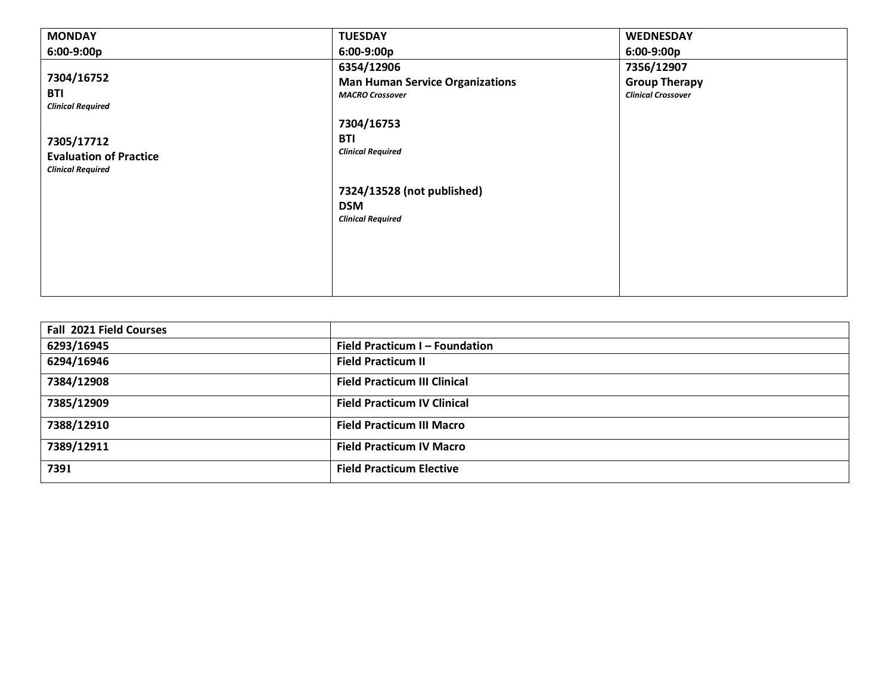| MONDAY<br>6:00-9:00p | TUESDAY<br>6:00-9:00p | WEDNESDAY<br>6:00-9:00p |
|---|---|---|
| **7304/16752**<br>**BTI**<br>***Clinical Required***<br><br>**7305/17712**<br>**Evaluation of Practice**<br>***Clinical Required*** | **6354/12906**<br>**Man Human Service Organizations**<br>***MACRO Crossover***<br><br>**7304/16753**<br>**BTI**<br>***Clinical Required***<br><br>**7324/13528 (not published)**<br>**DSM**<br>***Clinical Required*** | **7356/12907**<br>**Group Therapy**<br>***Clinical Crossover*** |

| Fall 2021 Field Courses | |
|---|---|
| 6293/16945 | Field Practicum I – Foundation |
| 6294/16946 | Field Practicum II |
| 7384/12908 | Field Practicum III Clinical |
| 7385/12909 | Field Practicum IV Clinical |
| 7388/12910 | Field Practicum III Macro |
| 7389/12911 | Field Practicum IV Macro |
| 7391 | Field Practicum Elective |